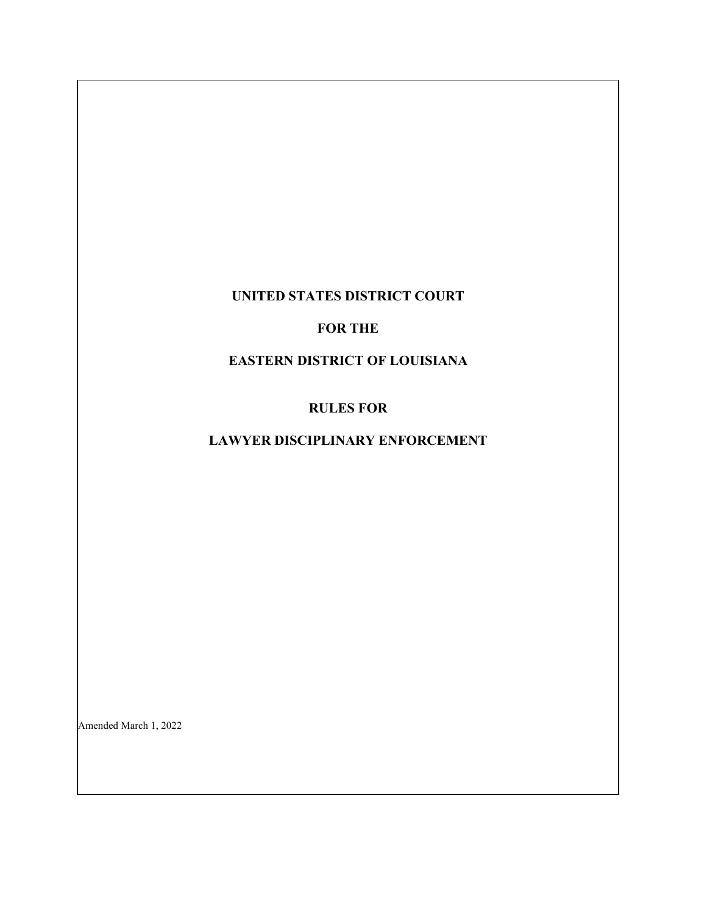# UNITED STATES DISTRICT COURT

# FOR THE

# EASTERN DISTRICT OF LOUISIANA

# RULES FOR

# LAWYER DISCIPLINARY ENFORCEMENT

Amended March 1, 2022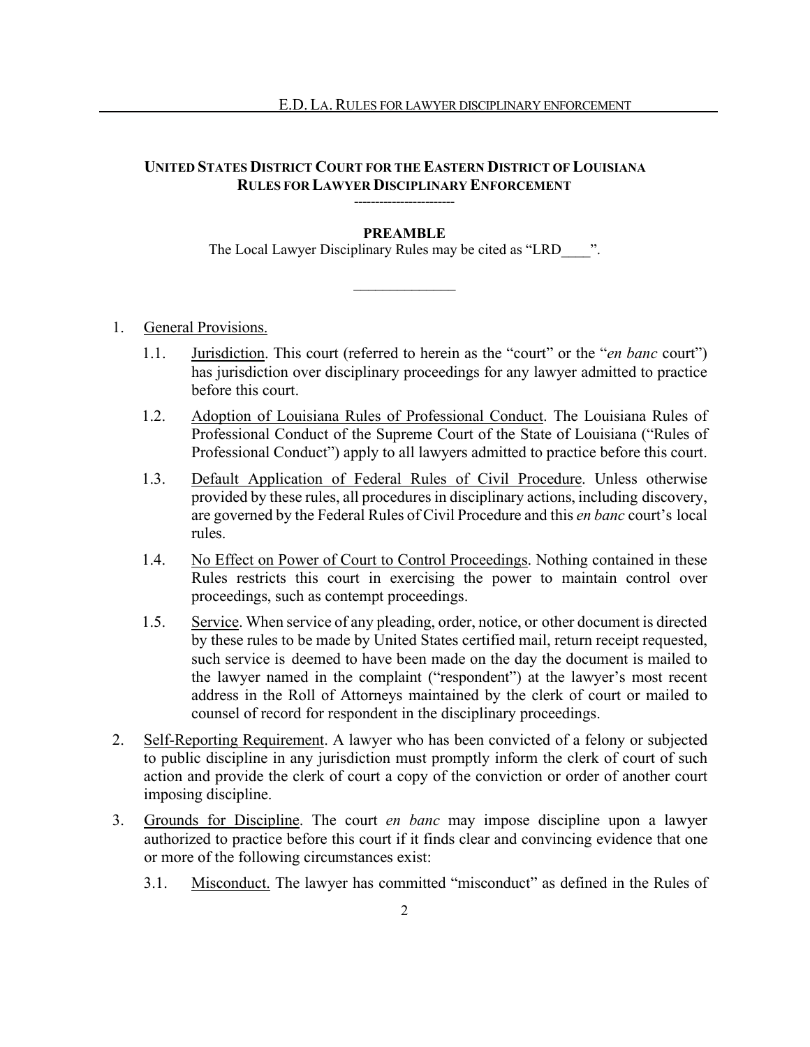## UNITED STATES DISTRICT COURT FOR THE EASTERN DISTRICT OF LOUISIANA
## RULES FOR LAWYER DISCIPLINARY ENFORCEMENT

------------------------

### PREAMBLE

The Local Lawyer Disciplinary Rules may be cited as "LRD____".

---

1. General Provisions.

   1.1. Jurisdiction. This court (referred to herein as the "court" or the "*en banc* court") has jurisdiction over disciplinary proceedings for any lawyer admitted to practice before this court.

   1.2. Adoption of Louisiana Rules of Professional Conduct. The Louisiana Rules of Professional Conduct of the Supreme Court of the State of Louisiana ("Rules of Professional Conduct") apply to all lawyers admitted to practice before this court.

   1.3. Default Application of Federal Rules of Civil Procedure. Unless otherwise provided by these rules, all procedures in disciplinary actions, including discovery, are governed by the Federal Rules of Civil Procedure and this *en banc* court's local rules.

   1.4. No Effect on Power of Court to Control Proceedings. Nothing contained in these Rules restricts this court in exercising the power to maintain control over proceedings, such as contempt proceedings.

   1.5. Service. When service of any pleading, order, notice, or other document is directed by these rules to be made by United States certified mail, return receipt requested, such service is deemed to have been made on the day the document is mailed to the lawyer named in the complaint ("respondent") at the lawyer's most recent address in the Roll of Attorneys maintained by the clerk of court or mailed to counsel of record for respondent in the disciplinary proceedings.

2. Self-Reporting Requirement. A lawyer who has been convicted of a felony or subjected to public discipline in any jurisdiction must promptly inform the clerk of court of such action and provide the clerk of court a copy of the conviction or order of another court imposing discipline.

3. Grounds for Discipline. The court *en banc* may impose discipline upon a lawyer authorized to practice before this court if it finds clear and convincing evidence that one or more of the following circumstances exist:

   3.1. Misconduct. The lawyer has committed "misconduct" as defined in the Rules of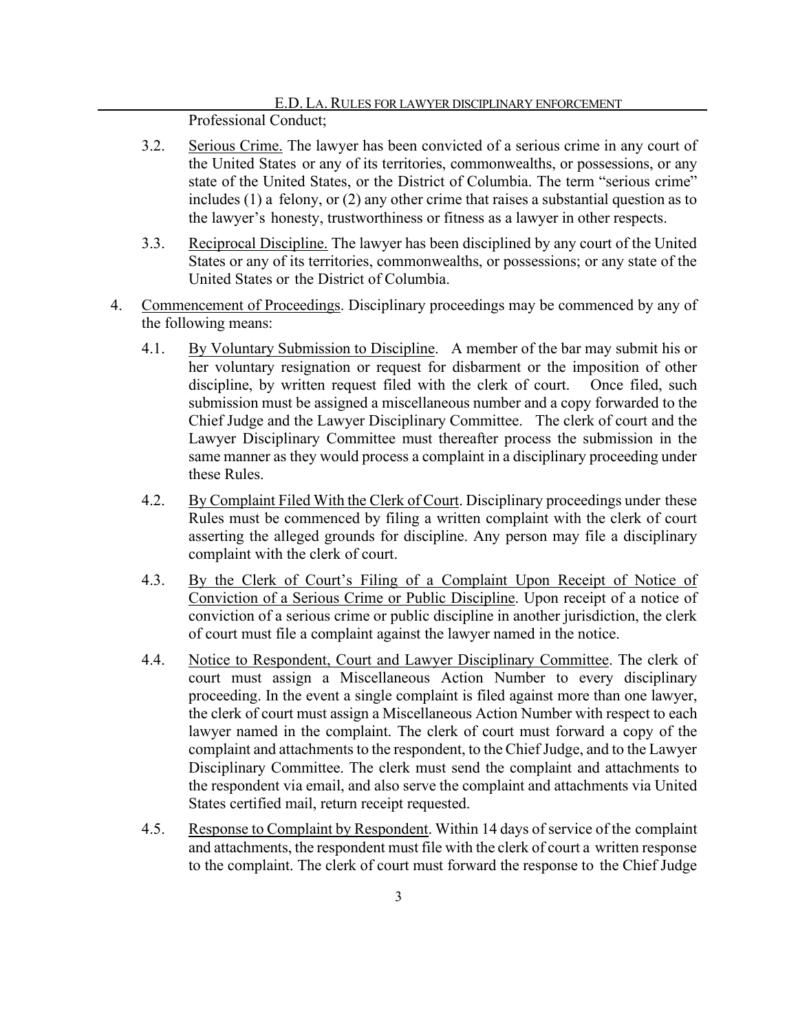Professional Conduct;

3.2. Serious Crime. The lawyer has been convicted of a serious crime in any court of the United States or any of its territories, commonwealths, or possessions, or any state of the United States, or the District of Columbia. The term "serious crime" includes (1) a felony, or (2) any other crime that raises a substantial question as to the lawyer's honesty, trustworthiness or fitness as a lawyer in other respects.

3.3. Reciprocal Discipline. The lawyer has been disciplined by any court of the United States or any of its territories, commonwealths, or possessions; or any state of the United States or the District of Columbia.

4. Commencement of Proceedings. Disciplinary proceedings may be commenced by any of the following means:

4.1. By Voluntary Submission to Discipline. A member of the bar may submit his or her voluntary resignation or request for disbarment or the imposition of other discipline, by written request filed with the clerk of court. Once filed, such submission must be assigned a miscellaneous number and a copy forwarded to the Chief Judge and the Lawyer Disciplinary Committee. The clerk of court and the Lawyer Disciplinary Committee must thereafter process the submission in the same manner as they would process a complaint in a disciplinary proceeding under these Rules.

4.2. By Complaint Filed With the Clerk of Court. Disciplinary proceedings under these Rules must be commenced by filing a written complaint with the clerk of court asserting the alleged grounds for discipline. Any person may file a disciplinary complaint with the clerk of court.

4.3. By the Clerk of Court's Filing of a Complaint Upon Receipt of Notice of Conviction of a Serious Crime or Public Discipline. Upon receipt of a notice of conviction of a serious crime or public discipline in another jurisdiction, the clerk of court must file a complaint against the lawyer named in the notice.

4.4. Notice to Respondent, Court and Lawyer Disciplinary Committee. The clerk of court must assign a Miscellaneous Action Number to every disciplinary proceeding. In the event a single complaint is filed against more than one lawyer, the clerk of court must assign a Miscellaneous Action Number with respect to each lawyer named in the complaint. The clerk of court must forward a copy of the complaint and attachments to the respondent, to the Chief Judge, and to the Lawyer Disciplinary Committee. The clerk must send the complaint and attachments to the respondent via email, and also serve the complaint and attachments via United States certified mail, return receipt requested.

4.5. Response to Complaint by Respondent. Within 14 days of service of the complaint and attachments, the respondent must file with the clerk of court a written response to the complaint. The clerk of court must forward the response to the Chief Judge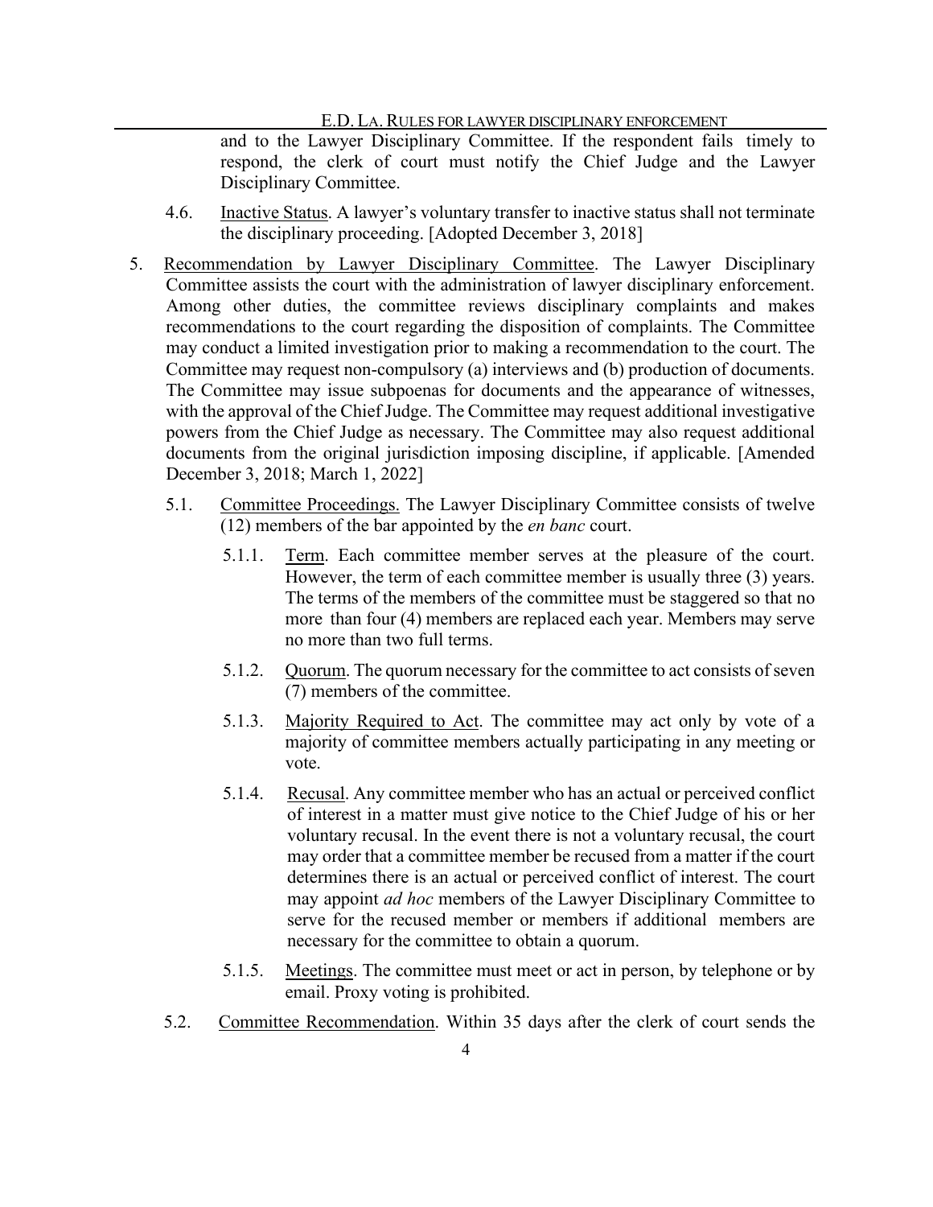and to the Lawyer Disciplinary Committee. If the respondent fails timely to respond, the clerk of court must notify the Chief Judge and the Lawyer Disciplinary Committee.

4.6. Inactive Status. A lawyer's voluntary transfer to inactive status shall not terminate the disciplinary proceeding. [Adopted December 3, 2018]

5. Recommendation by Lawyer Disciplinary Committee. The Lawyer Disciplinary Committee assists the court with the administration of lawyer disciplinary enforcement. Among other duties, the committee reviews disciplinary complaints and makes recommendations to the court regarding the disposition of complaints. The Committee may conduct a limited investigation prior to making a recommendation to the court. The Committee may request non-compulsory (a) interviews and (b) production of documents. The Committee may issue subpoenas for documents and the appearance of witnesses, with the approval of the Chief Judge. The Committee may request additional investigative powers from the Chief Judge as necessary. The Committee may also request additional documents from the original jurisdiction imposing discipline, if applicable. [Amended December 3, 2018; March 1, 2022]

5.1. Committee Proceedings. The Lawyer Disciplinary Committee consists of twelve (12) members of the bar appointed by the *en banc* court.

5.1.1. Term. Each committee member serves at the pleasure of the court. However, the term of each committee member is usually three (3) years. The terms of the members of the committee must be staggered so that no more than four (4) members are replaced each year. Members may serve no more than two full terms.

5.1.2. Quorum. The quorum necessary for the committee to act consists of seven (7) members of the committee.

5.1.3. Majority Required to Act. The committee may act only by vote of a majority of committee members actually participating in any meeting or vote.

5.1.4. Recusal. Any committee member who has an actual or perceived conflict of interest in a matter must give notice to the Chief Judge of his or her voluntary recusal. In the event there is not a voluntary recusal, the court may order that a committee member be recused from a matter if the court determines there is an actual or perceived conflict of interest. The court may appoint *ad hoc* members of the Lawyer Disciplinary Committee to serve for the recused member or members if additional members are necessary for the committee to obtain a quorum.

5.1.5. Meetings. The committee must meet or act in person, by telephone or by email. Proxy voting is prohibited.

5.2. Committee Recommendation. Within 35 days after the clerk of court sends the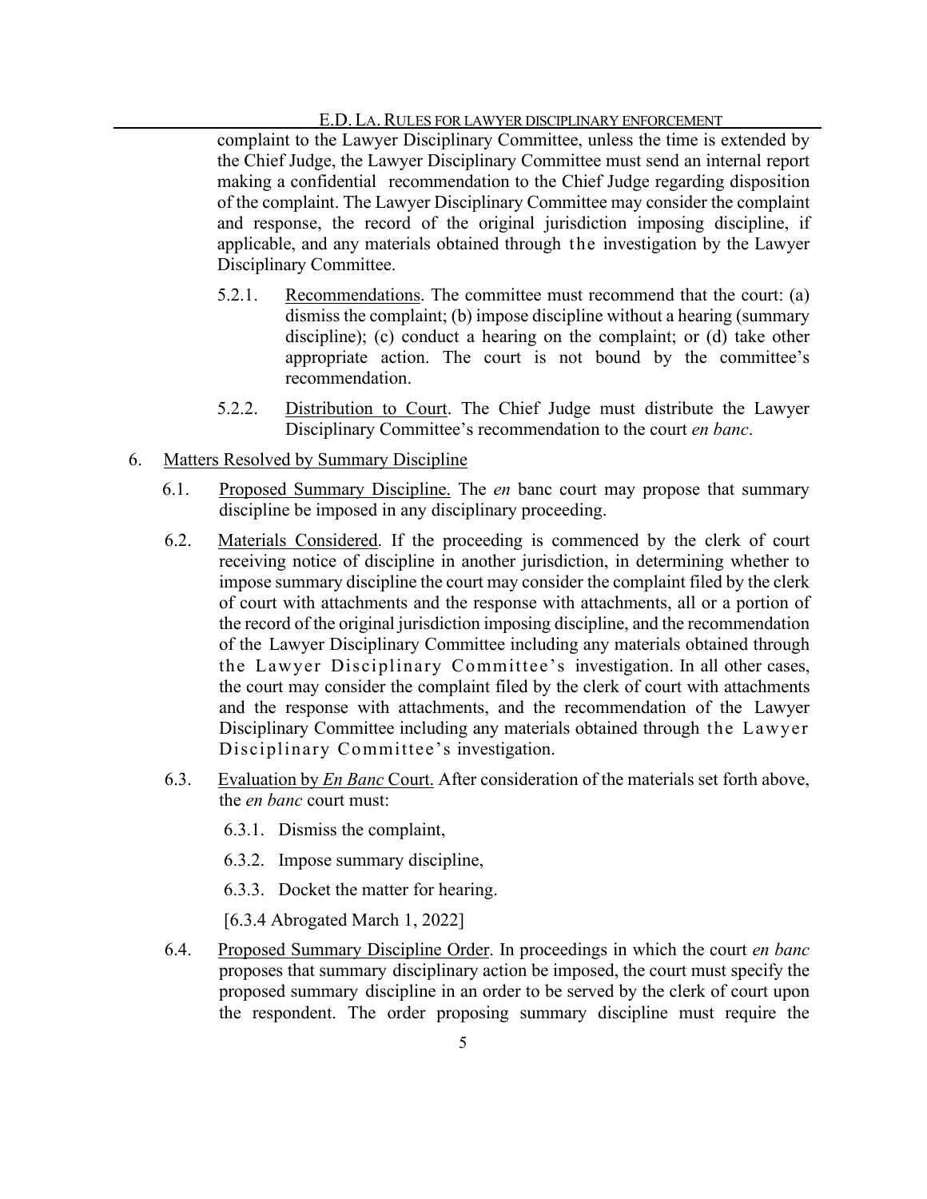complaint to the Lawyer Disciplinary Committee, unless the time is extended by the Chief Judge, the Lawyer Disciplinary Committee must send an internal report making a confidential recommendation to the Chief Judge regarding disposition of the complaint. The Lawyer Disciplinary Committee may consider the complaint and response, the record of the original jurisdiction imposing discipline, if applicable, and any materials obtained through the investigation by the Lawyer Disciplinary Committee.

5.2.1. Recommendations. The committee must recommend that the court: (a) dismiss the complaint; (b) impose discipline without a hearing (summary discipline); (c) conduct a hearing on the complaint; or (d) take other appropriate action. The court is not bound by the committee's recommendation.

5.2.2. Distribution to Court. The Chief Judge must distribute the Lawyer Disciplinary Committee's recommendation to the court *en banc*.

6. Matters Resolved by Summary Discipline

6.1. Proposed Summary Discipline. The *en* banc court may propose that summary discipline be imposed in any disciplinary proceeding.

6.2. Materials Considered. If the proceeding is commenced by the clerk of court receiving notice of discipline in another jurisdiction, in determining whether to impose summary discipline the court may consider the complaint filed by the clerk of court with attachments and the response with attachments, all or a portion of the record of the original jurisdiction imposing discipline, and the recommendation of the Lawyer Disciplinary Committee including any materials obtained through the Lawyer Disciplinary Committee's investigation. In all other cases, the court may consider the complaint filed by the clerk of court with attachments and the response with attachments, and the recommendation of the Lawyer Disciplinary Committee including any materials obtained through the Lawyer Disciplinary Committee's investigation.

6.3. Evaluation by *En Banc* Court. After consideration of the materials set forth above, the *en banc* court must:

6.3.1. Dismiss the complaint,

6.3.2. Impose summary discipline,

6.3.3. Docket the matter for hearing.

[6.3.4 Abrogated March 1, 2022]

6.4. Proposed Summary Discipline Order. In proceedings in which the court *en banc* proposes that summary disciplinary action be imposed, the court must specify the proposed summary discipline in an order to be served by the clerk of court upon the respondent. The order proposing summary discipline must require the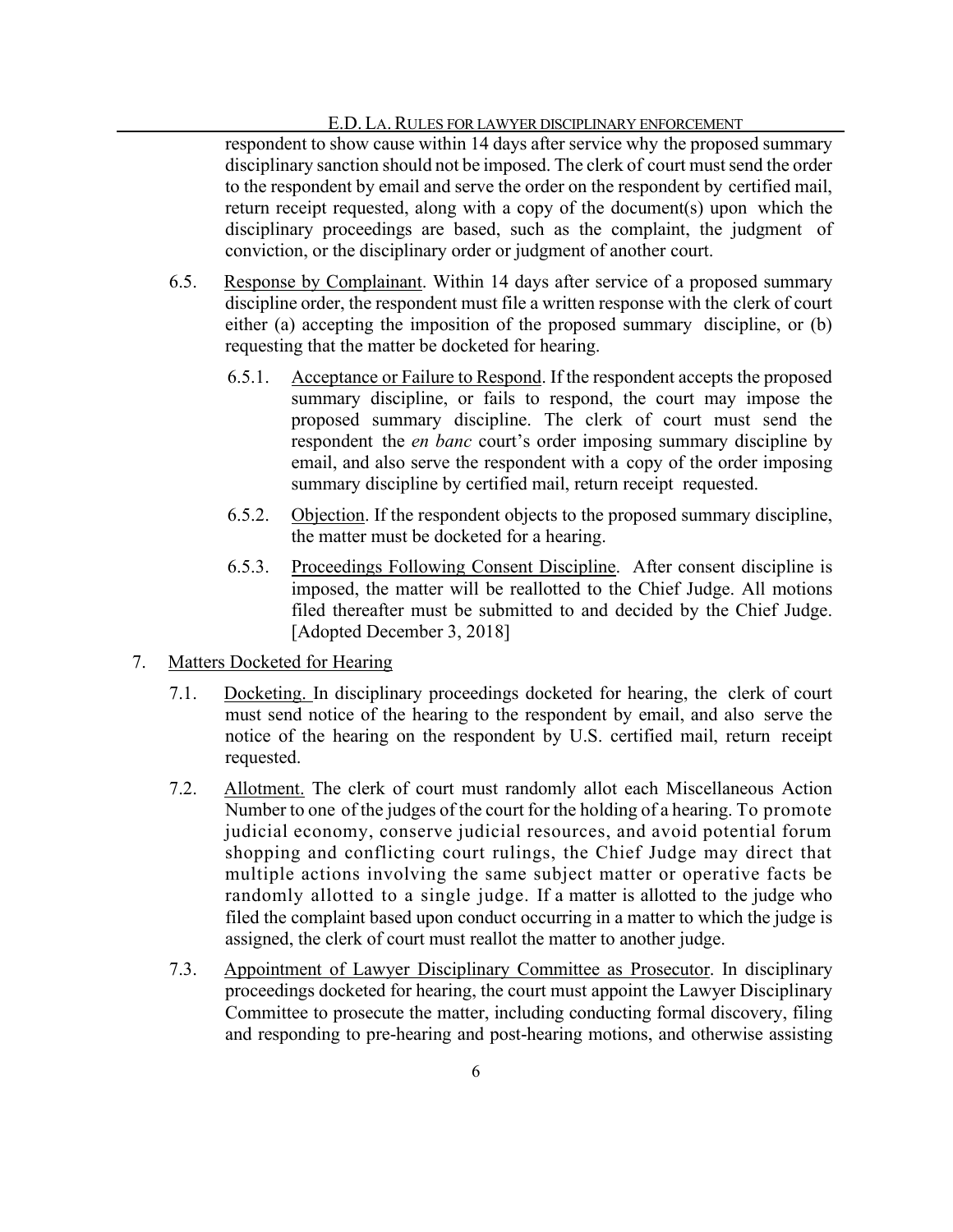respondent to show cause within 14 days after service why the proposed summary disciplinary sanction should not be imposed. The clerk of court must send the order to the respondent by email and serve the order on the respondent by certified mail, return receipt requested, along with a copy of the document(s) upon which the disciplinary proceedings are based, such as the complaint, the judgment of conviction, or the disciplinary order or judgment of another court.

6.5. Response by Complainant. Within 14 days after service of a proposed summary discipline order, the respondent must file a written response with the clerk of court either (a) accepting the imposition of the proposed summary discipline, or (b) requesting that the matter be docketed for hearing.

6.5.1. Acceptance or Failure to Respond. If the respondent accepts the proposed summary discipline, or fails to respond, the court may impose the proposed summary discipline. The clerk of court must send the respondent the *en banc* court's order imposing summary discipline by email, and also serve the respondent with a copy of the order imposing summary discipline by certified mail, return receipt requested.

6.5.2. Objection. If the respondent objects to the proposed summary discipline, the matter must be docketed for a hearing.

6.5.3. Proceedings Following Consent Discipline. After consent discipline is imposed, the matter will be reallotted to the Chief Judge. All motions filed thereafter must be submitted to and decided by the Chief Judge. [Adopted December 3, 2018]

7. Matters Docketed for Hearing

7.1. Docketing. In disciplinary proceedings docketed for hearing, the clerk of court must send notice of the hearing to the respondent by email, and also serve the notice of the hearing on the respondent by U.S. certified mail, return receipt requested.

7.2. Allotment. The clerk of court must randomly allot each Miscellaneous Action Number to one of the judges of the court for the holding of a hearing. To promote judicial economy, conserve judicial resources, and avoid potential forum shopping and conflicting court rulings, the Chief Judge may direct that multiple actions involving the same subject matter or operative facts be randomly allotted to a single judge. If a matter is allotted to the judge who filed the complaint based upon conduct occurring in a matter to which the judge is assigned, the clerk of court must reallot the matter to another judge.

7.3. Appointment of Lawyer Disciplinary Committee as Prosecutor. In disciplinary proceedings docketed for hearing, the court must appoint the Lawyer Disciplinary Committee to prosecute the matter, including conducting formal discovery, filing and responding to pre-hearing and post-hearing motions, and otherwise assisting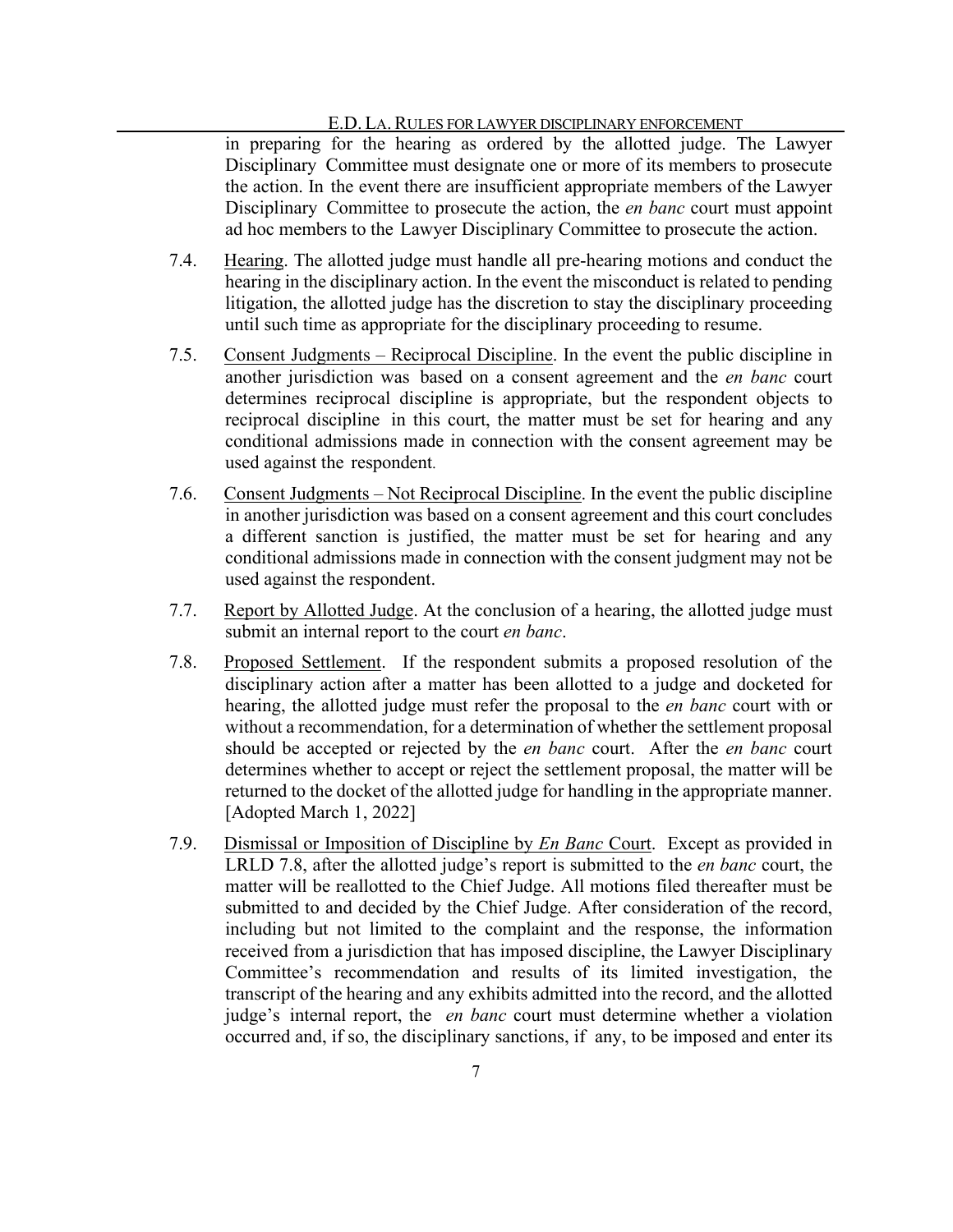in preparing for the hearing as ordered by the allotted judge. The Lawyer Disciplinary Committee must designate one or more of its members to prosecute the action. In the event there are insufficient appropriate members of the Lawyer Disciplinary Committee to prosecute the action, the *en banc* court must appoint ad hoc members to the Lawyer Disciplinary Committee to prosecute the action.

7.4. Hearing. The allotted judge must handle all pre-hearing motions and conduct the hearing in the disciplinary action. In the event the misconduct is related to pending litigation, the allotted judge has the discretion to stay the disciplinary proceeding until such time as appropriate for the disciplinary proceeding to resume.

7.5. Consent Judgments – Reciprocal Discipline. In the event the public discipline in another jurisdiction was based on a consent agreement and the *en banc* court determines reciprocal discipline is appropriate, but the respondent objects to reciprocal discipline in this court, the matter must be set for hearing and any conditional admissions made in connection with the consent agreement may be used against the respondent.

7.6. Consent Judgments – Not Reciprocal Discipline. In the event the public discipline in another jurisdiction was based on a consent agreement and this court concludes a different sanction is justified, the matter must be set for hearing and any conditional admissions made in connection with the consent judgment may not be used against the respondent.

7.7. Report by Allotted Judge. At the conclusion of a hearing, the allotted judge must submit an internal report to the court *en banc*.

7.8. Proposed Settlement. If the respondent submits a proposed resolution of the disciplinary action after a matter has been allotted to a judge and docketed for hearing, the allotted judge must refer the proposal to the *en banc* court with or without a recommendation, for a determination of whether the settlement proposal should be accepted or rejected by the *en banc* court. After the *en banc* court determines whether to accept or reject the settlement proposal, the matter will be returned to the docket of the allotted judge for handling in the appropriate manner. [Adopted March 1, 2022]

7.9. Dismissal or Imposition of Discipline by *En Banc* Court. Except as provided in LRLD 7.8, after the allotted judge's report is submitted to the *en banc* court, the matter will be reallotted to the Chief Judge. All motions filed thereafter must be submitted to and decided by the Chief Judge. After consideration of the record, including but not limited to the complaint and the response, the information received from a jurisdiction that has imposed discipline, the Lawyer Disciplinary Committee's recommendation and results of its limited investigation, the transcript of the hearing and any exhibits admitted into the record, and the allotted judge's internal report, the *en banc* court must determine whether a violation occurred and, if so, the disciplinary sanctions, if any, to be imposed and enter its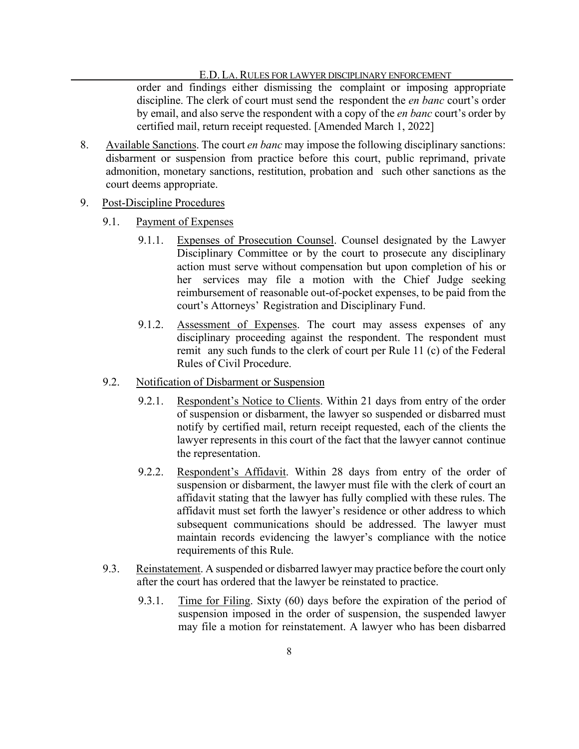order and findings either dismissing the complaint or imposing appropriate discipline. The clerk of court must send the respondent the *en banc* court's order by email, and also serve the respondent with a copy of the *en banc* court's order by certified mail, return receipt requested. [Amended March 1, 2022]

8. <u>Available Sanctions</u>. The court *en banc* may impose the following disciplinary sanctions: disbarment or suspension from practice before this court, public reprimand, private admonition, monetary sanctions, restitution, probation and such other sanctions as the court deems appropriate.

9. <u>Post-Discipline Procedures</u>

   9.1. <u>Payment of Expenses</u>

      9.1.1. <u>Expenses of Prosecution Counsel</u>. Counsel designated by the Lawyer Disciplinary Committee or by the court to prosecute any disciplinary action must serve without compensation but upon completion of his or her services may file a motion with the Chief Judge seeking reimbursement of reasonable out-of-pocket expenses, to be paid from the court's Attorneys' Registration and Disciplinary Fund.

      9.1.2. <u>Assessment of Expenses</u>. The court may assess expenses of any disciplinary proceeding against the respondent. The respondent must remit any such funds to the clerk of court per Rule 11 (c) of the Federal Rules of Civil Procedure.

   9.2. <u>Notification of Disbarment or Suspension</u>

      9.2.1. <u>Respondent's Notice to Clients</u>. Within 21 days from entry of the order of suspension or disbarment, the lawyer so suspended or disbarred must notify by certified mail, return receipt requested, each of the clients the lawyer represents in this court of the fact that the lawyer cannot continue the representation.

      9.2.2. <u>Respondent's Affidavit</u>. Within 28 days from entry of the order of suspension or disbarment, the lawyer must file with the clerk of court an affidavit stating that the lawyer has fully complied with these rules. The affidavit must set forth the lawyer's residence or other address to which subsequent communications should be addressed. The lawyer must maintain records evidencing the lawyer's compliance with the notice requirements of this Rule.

   9.3. <u>Reinstatement</u>. A suspended or disbarred lawyer may practice before the court only after the court has ordered that the lawyer be reinstated to practice.

      9.3.1. <u>Time for Filing</u>. Sixty (60) days before the expiration of the period of suspension imposed in the order of suspension, the suspended lawyer may file a motion for reinstatement. A lawyer who has been disbarred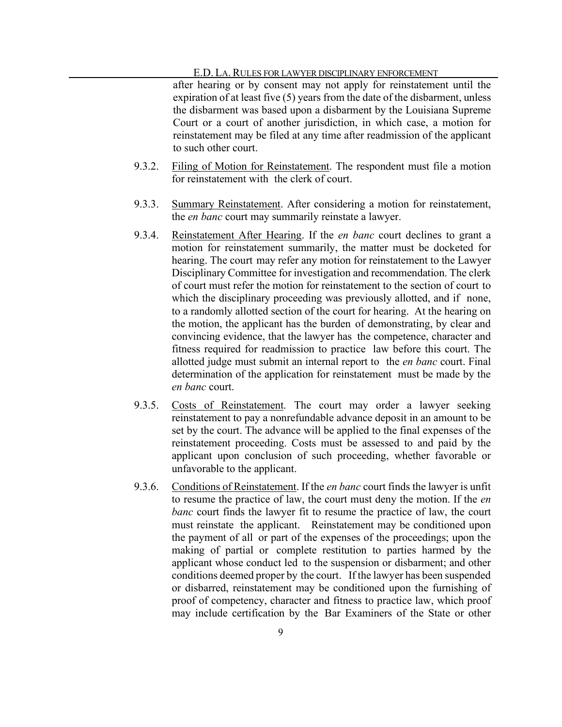after hearing or by consent may not apply for reinstatement until the expiration of at least five (5) years from the date of the disbarment, unless the disbarment was based upon a disbarment by the Louisiana Supreme Court or a court of another jurisdiction, in which case, a motion for reinstatement may be filed at any time after readmission of the applicant to such other court.

9.3.2. Filing of Motion for Reinstatement. The respondent must file a motion for reinstatement with the clerk of court.

9.3.3. Summary Reinstatement. After considering a motion for reinstatement, the *en banc* court may summarily reinstate a lawyer.

9.3.4. Reinstatement After Hearing. If the *en banc* court declines to grant a motion for reinstatement summarily, the matter must be docketed for hearing. The court may refer any motion for reinstatement to the Lawyer Disciplinary Committee for investigation and recommendation. The clerk of court must refer the motion for reinstatement to the section of court to which the disciplinary proceeding was previously allotted, and if none, to a randomly allotted section of the court for hearing. At the hearing on the motion, the applicant has the burden of demonstrating, by clear and convincing evidence, that the lawyer has the competence, character and fitness required for readmission to practice law before this court. The allotted judge must submit an internal report to the *en banc* court. Final determination of the application for reinstatement must be made by the *en banc* court.

9.3.5. Costs of Reinstatement. The court may order a lawyer seeking reinstatement to pay a nonrefundable advance deposit in an amount to be set by the court. The advance will be applied to the final expenses of the reinstatement proceeding. Costs must be assessed to and paid by the applicant upon conclusion of such proceeding, whether favorable or unfavorable to the applicant.

9.3.6. Conditions of Reinstatement. If the *en banc* court finds the lawyer is unfit to resume the practice of law, the court must deny the motion. If the *en banc* court finds the lawyer fit to resume the practice of law, the court must reinstate the applicant. Reinstatement may be conditioned upon the payment of all or part of the expenses of the proceedings; upon the making of partial or complete restitution to parties harmed by the applicant whose conduct led to the suspension or disbarment; and other conditions deemed proper by the court. If the lawyer has been suspended or disbarred, reinstatement may be conditioned upon the furnishing of proof of competency, character and fitness to practice law, which proof may include certification by the Bar Examiners of the State or other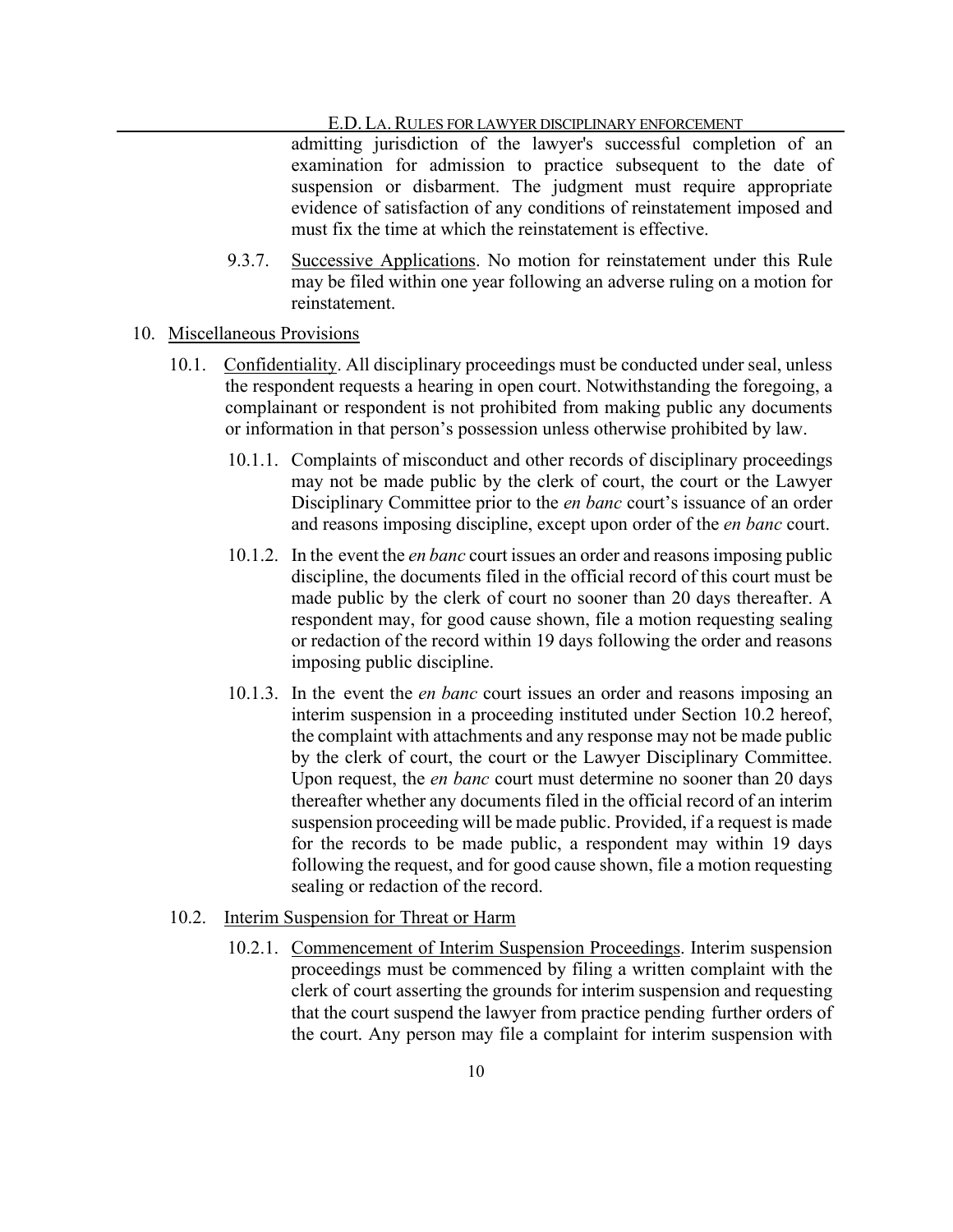admitting jurisdiction of the lawyer's successful completion of an examination for admission to practice subsequent to the date of suspension or disbarment. The judgment must require appropriate evidence of satisfaction of any conditions of reinstatement imposed and must fix the time at which the reinstatement is effective.

9.3.7. Successive Applications. No motion for reinstatement under this Rule may be filed within one year following an adverse ruling on a motion for reinstatement.

10. Miscellaneous Provisions

10.1. Confidentiality. All disciplinary proceedings must be conducted under seal, unless the respondent requests a hearing in open court. Notwithstanding the foregoing, a complainant or respondent is not prohibited from making public any documents or information in that person's possession unless otherwise prohibited by law.

10.1.1. Complaints of misconduct and other records of disciplinary proceedings may not be made public by the clerk of court, the court or the Lawyer Disciplinary Committee prior to the *en banc* court's issuance of an order and reasons imposing discipline, except upon order of the *en banc* court.

10.1.2. In the event the *en banc* court issues an order and reasons imposing public discipline, the documents filed in the official record of this court must be made public by the clerk of court no sooner than 20 days thereafter. A respondent may, for good cause shown, file a motion requesting sealing or redaction of the record within 19 days following the order and reasons imposing public discipline.

10.1.3. In the event the *en banc* court issues an order and reasons imposing an interim suspension in a proceeding instituted under Section 10.2 hereof, the complaint with attachments and any response may not be made public by the clerk of court, the court or the Lawyer Disciplinary Committee. Upon request, the *en banc* court must determine no sooner than 20 days thereafter whether any documents filed in the official record of an interim suspension proceeding will be made public. Provided, if a request is made for the records to be made public, a respondent may within 19 days following the request, and for good cause shown, file a motion requesting sealing or redaction of the record.

10.2. Interim Suspension for Threat or Harm

10.2.1. Commencement of Interim Suspension Proceedings. Interim suspension proceedings must be commenced by filing a written complaint with the clerk of court asserting the grounds for interim suspension and requesting that the court suspend the lawyer from practice pending further orders of the court. Any person may file a complaint for interim suspension with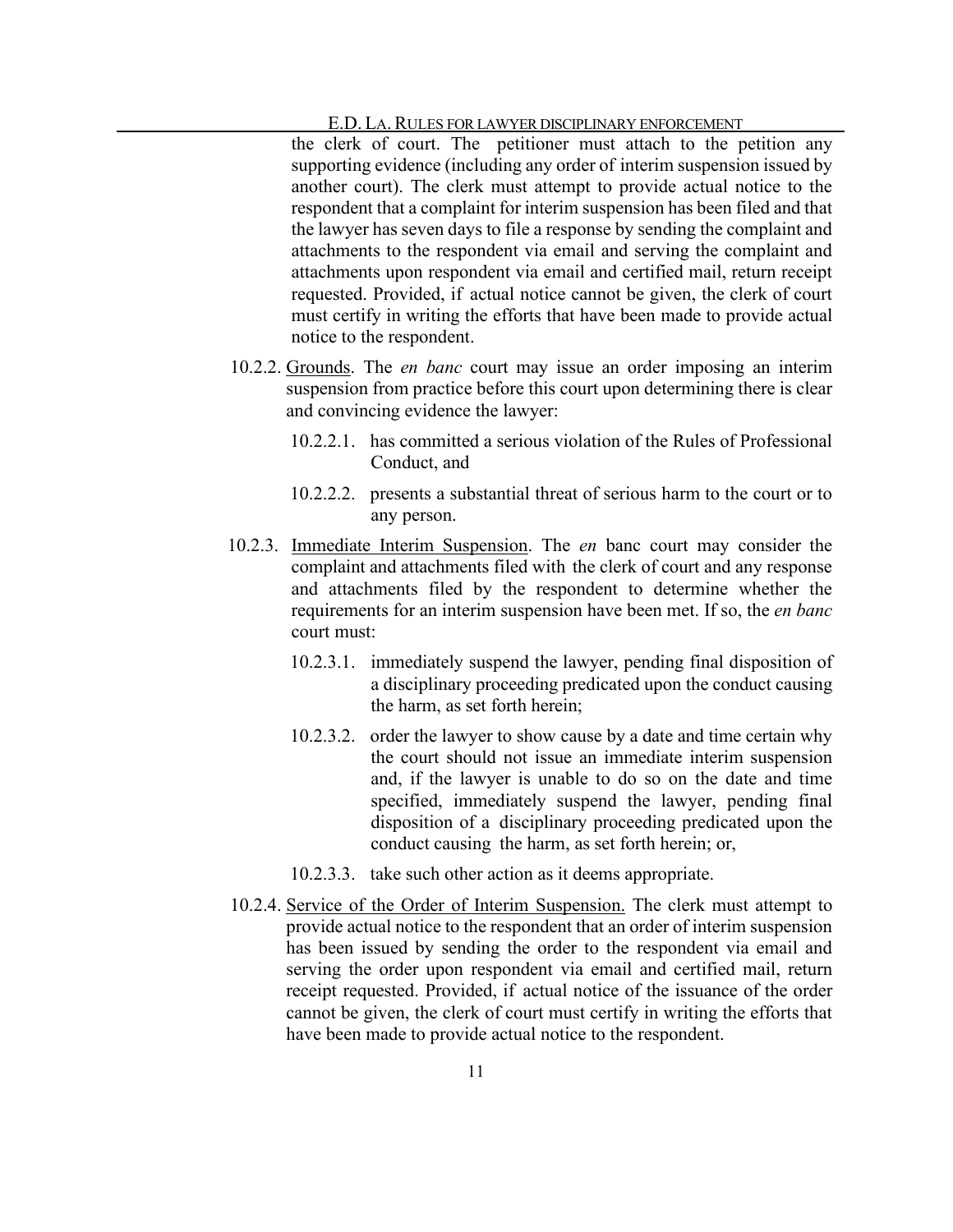the clerk of court. The petitioner must attach to the petition any supporting evidence (including any order of interim suspension issued by another court). The clerk must attempt to provide actual notice to the respondent that a complaint for interim suspension has been filed and that the lawyer has seven days to file a response by sending the complaint and attachments to the respondent via email and serving the complaint and attachments upon respondent via email and certified mail, return receipt requested. Provided, if actual notice cannot be given, the clerk of court must certify in writing the efforts that have been made to provide actual notice to the respondent.

10.2.2. Grounds. The *en banc* court may issue an order imposing an interim suspension from practice before this court upon determining there is clear and convincing evidence the lawyer:

> 10.2.2.1. has committed a serious violation of the Rules of Professional Conduct, and
>
> 10.2.2.2. presents a substantial threat of serious harm to the court or to any person.

10.2.3. Immediate Interim Suspension. The *en* banc court may consider the complaint and attachments filed with the clerk of court and any response and attachments filed by the respondent to determine whether the requirements for an interim suspension have been met. If so, the *en banc* court must:

> 10.2.3.1. immediately suspend the lawyer, pending final disposition of a disciplinary proceeding predicated upon the conduct causing the harm, as set forth herein;
>
> 10.2.3.2. order the lawyer to show cause by a date and time certain why the court should not issue an immediate interim suspension and, if the lawyer is unable to do so on the date and time specified, immediately suspend the lawyer, pending final disposition of a disciplinary proceeding predicated upon the conduct causing the harm, as set forth herein; or,
>
> 10.2.3.3. take such other action as it deems appropriate.

10.2.4. Service of the Order of Interim Suspension. The clerk must attempt to provide actual notice to the respondent that an order of interim suspension has been issued by sending the order to the respondent via email and serving the order upon respondent via email and certified mail, return receipt requested. Provided, if actual notice of the issuance of the order cannot be given, the clerk of court must certify in writing the efforts that have been made to provide actual notice to the respondent.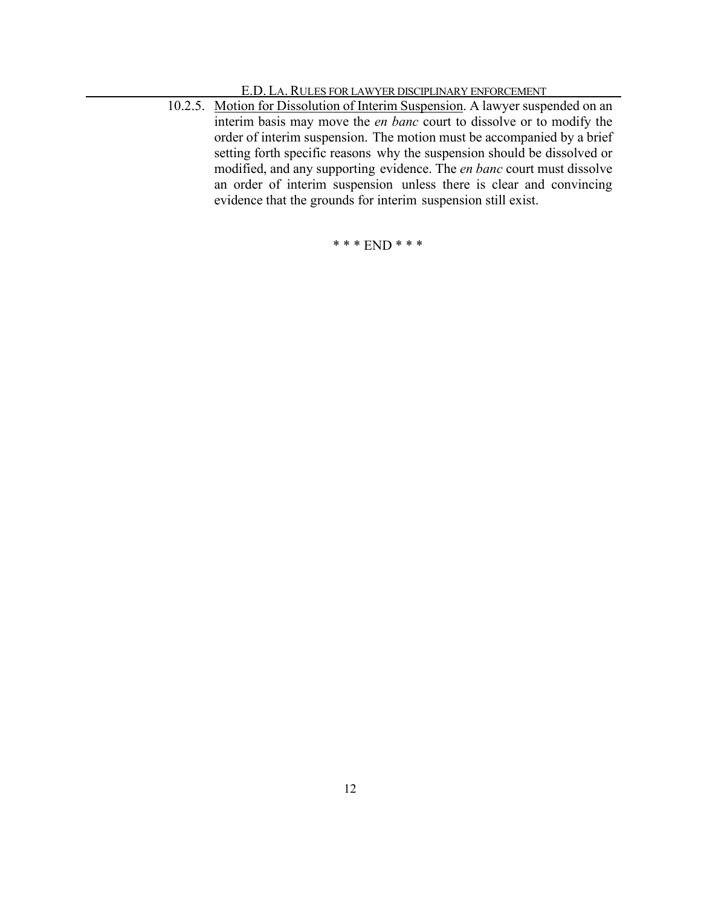10.2.5. Motion for Dissolution of Interim Suspension. A lawyer suspended on an interim basis may move the *en banc* court to dissolve or to modify the order of interim suspension. The motion must be accompanied by a brief setting forth specific reasons why the suspension should be dissolved or modified, and any supporting evidence. The *en banc* court must dissolve an order of interim suspension unless there is clear and convincing evidence that the grounds for interim suspension still exist.

* * * END * * *